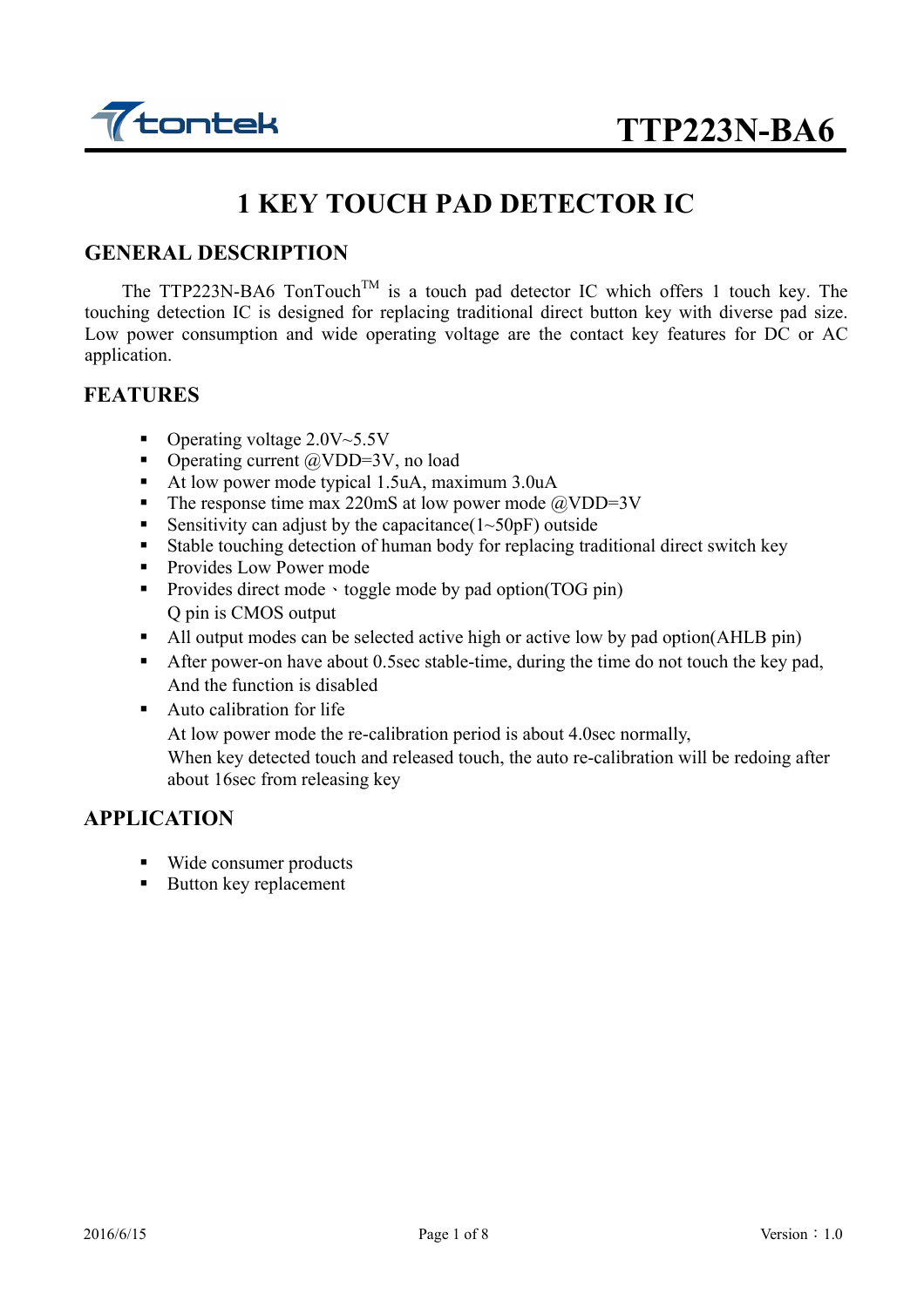# TTP223N-BA6

## 1 KEY TOUCH PAD DETECTOR IC

### GENERAL DESCRIPTION

The TTP223N-BA6 TonTouch[TM] is a touch pad detector IC which offers 1 touch key. The touching detection IC is designed for replacing traditional direct button key with diverse pad size. Low power consumption and wide operating voltage are the contact key features for DC or AC application.

### FEATURES

- Operating voltage 2.0V~5.5V
- Operating current @VDD=3V, no load
- At low power mode typical 1.5uA, maximum 3.0uA
- The response time max 220mS at low power mode @VDD=3V
- Sensitivity can adjust by the capacitance(1~50pF) outside
- Stable touching detection of human body for replacing traditional direct switch key
- Provides Low Power mode
- Provides direct mode、toggle mode by pad option(TOG pin)
  Q pin is CMOS output
- All output modes can be selected active high or active low by pad option(AHLB pin)
- After power-on have about 0.5sec stable-time, during the time do not touch the key pad, And the function is disabled
- Auto calibration for life
  At low power mode the re-calibration period is about 4.0sec normally,
  When key detected touch and released touch, the auto re-calibration will be redoing after about 16sec from releasing key

### APPLICATION

- Wide consumer products
- Button key replacement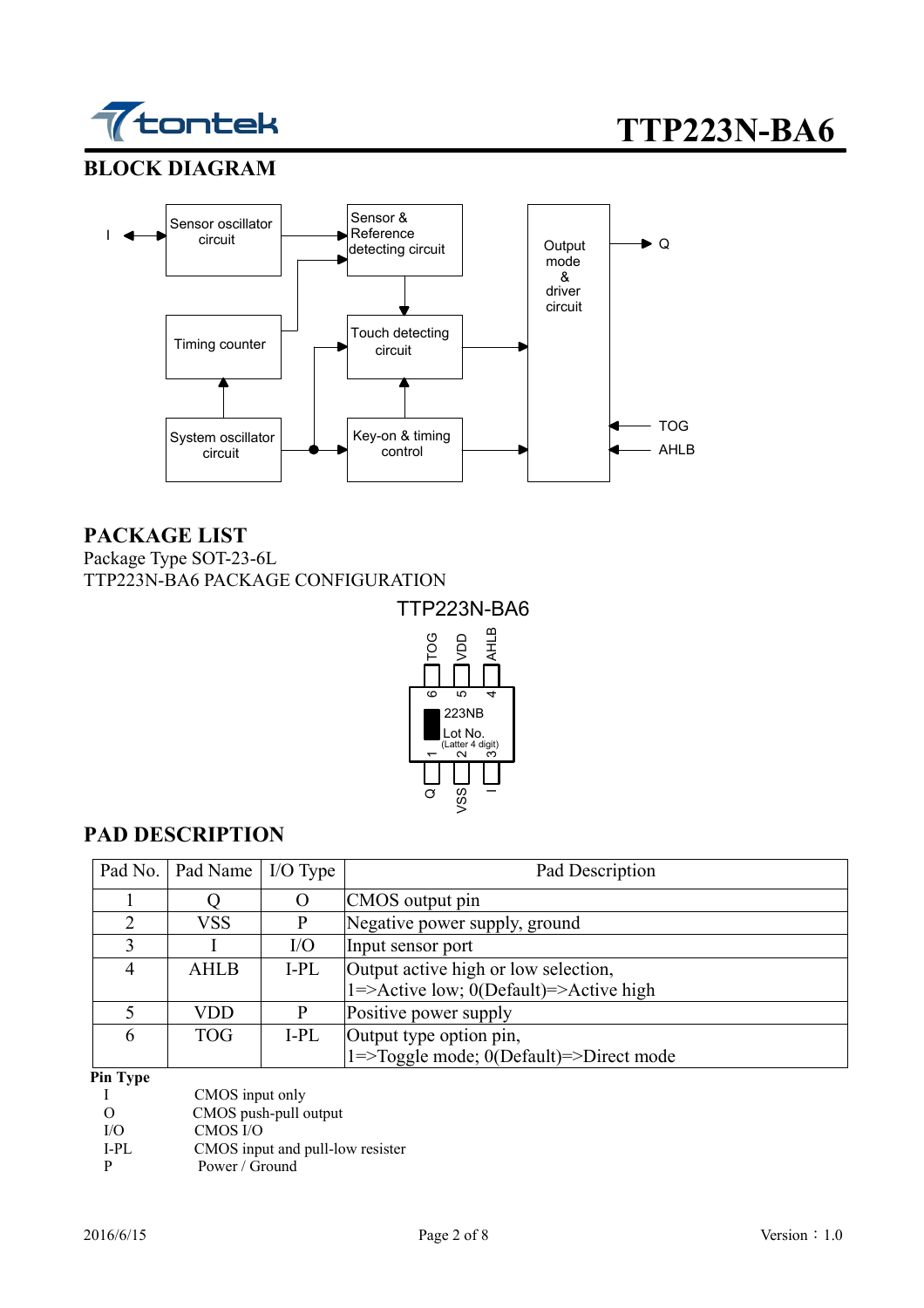## BLOCK DIAGRAM

## PACKAGE LIST

Package Type SOT-23-6L

TTP223N-BA6 PACKAGE CONFIGURATION

## PAD DESCRIPTION

| Pad No. | Pad Name | I/O Type | Pad Description |
|---|---|---|---|
| 1 | Q | O | CMOS output pin |
| 2 | VSS | P | Negative power supply, ground |
| 3 | I | I/O | Input sensor port |
| 4 | AHLB | I-PL | Output active high or low selection,<br>1=>Active low; 0(Default)=>Active high |
| 5 | VDD | P | Positive power supply |
| 6 | TOG | I-PL | Output type option pin,<br>1=>Toggle mode; 0(Default)=>Direct mode |

**Pin Type**

| | |
|---|---|
| I | CMOS input only |
| O | CMOS push-pull output |
| I/O | CMOS I/O |
| I-PL | CMOS input and pull-low resister |
| P | Power / Ground |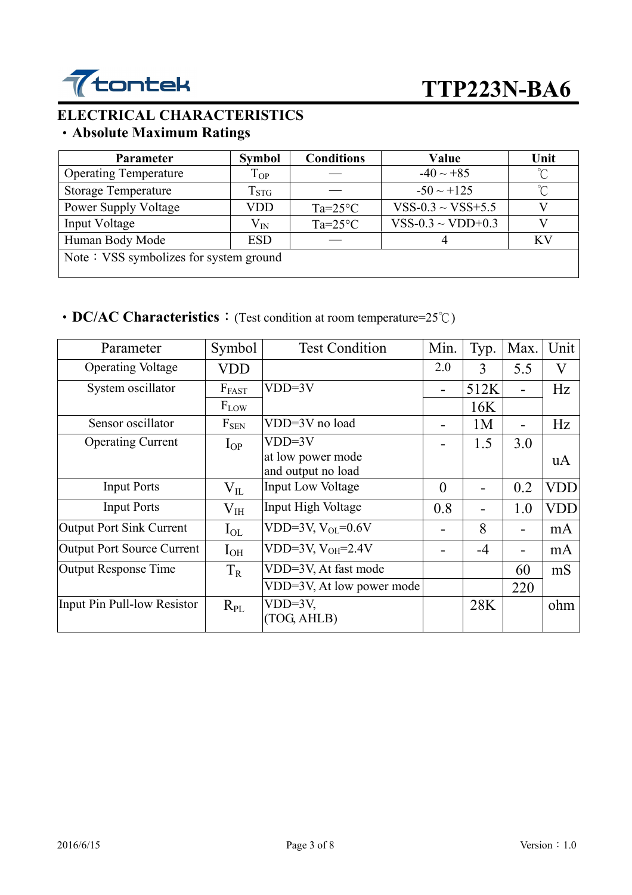## ELECTRICAL CHARACTERISTICS

### ・Absolute Maximum Ratings

| Parameter | Symbol | Conditions | Value | Unit |
|---|---|---|---|---|
| Operating Temperature | $T_{OP}$ | — | -40 ~ +85 | ℃ |
| Storage Temperature | $T_{STG}$ | — | -50 ~ +125 | ℃ |
| Power Supply Voltage | VDD | Ta=25°C | VSS-0.3 ~ VSS+5.5 | V |
| Input Voltage | $V_{IN}$ | Ta=25°C | VSS-0.3 ~ VDD+0.3 | V |
| Human Body Mode | ESD | — | 4 | KV |
| Note：VSS symbolizes for system ground | | | | |

### ・DC/AC Characteristics：(Test condition at room temperature=25℃)

| Parameter | Symbol | Test Condition | Min. | Typ. | Max. | Unit |
|---|---|---|---|---|---|---|
| Operating Voltage | VDD | | 2.0 | 3 | 5.5 | V |
| System oscillator | $F_{FAST}$ | VDD=3V | - | 512K | - | Hz |
| | $F_{LOW}$ | | | 16K | | |
| Sensor oscillator | $F_{SEN}$ | VDD=3V no load | - | 1M | - | Hz |
| Operating Current | $I_{OP}$ | VDD=3V at low power mode and output no load | - | 1.5 | 3.0 | uA |
| Input Ports | $V_{IL}$ | Input Low Voltage | 0 | - | 0.2 | VDD |
| Input Ports | $V_{IH}$ | Input High Voltage | 0.8 | - | 1.0 | VDD |
| Output Port Sink Current | $I_{OL}$ | VDD=3V, $V_{OL}$=0.6V | - | 8 | - | mA |
| Output Port Source Current | $I_{OH}$ | VDD=3V, $V_{OH}$=2.4V | - | -4 | - | mA |
| Output Response Time | $T_R$ | VDD=3V, At fast mode | | | 60 | mS |
| | | VDD=3V, At low power mode | | | 220 | |
| Input Pin Pull-low Resistor | $R_{PL}$ | VDD=3V, (TOG, AHLB) | | 28K | | ohm |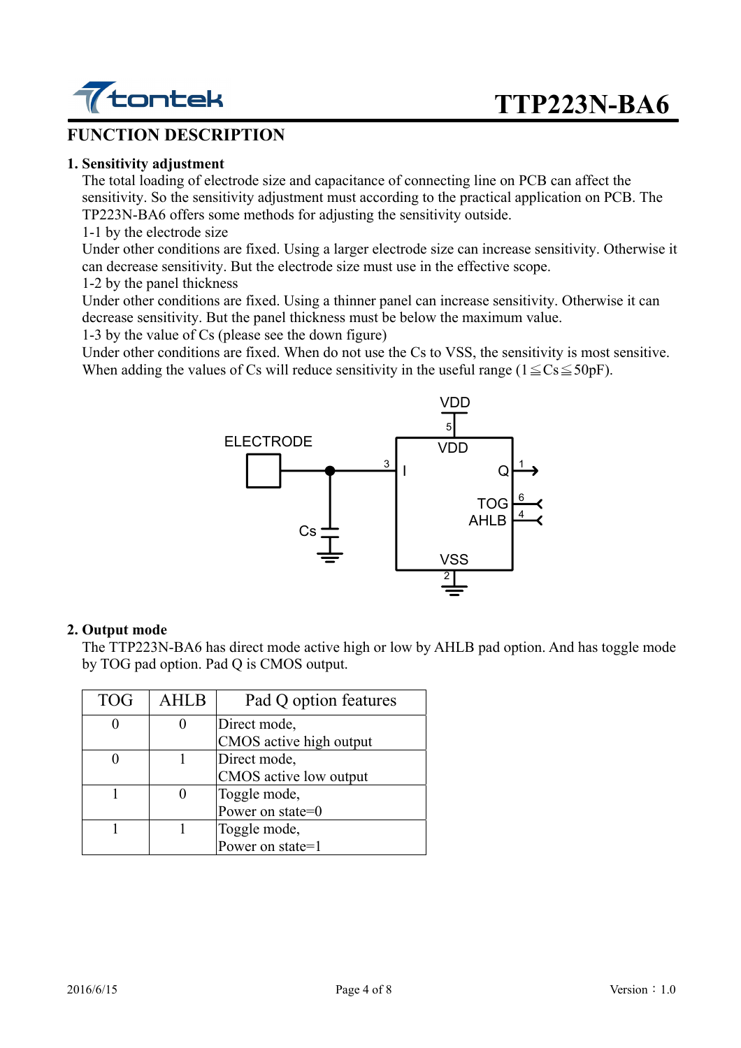## FUNCTION DESCRIPTION

### 1. Sensitivity adjustment

The total loading of electrode size and capacitance of connecting line on PCB can affect the sensitivity. So the sensitivity adjustment must according to the practical application on PCB. The TTP223N-BA6 offers some methods for adjusting the sensitivity outside.

1-1 by the electrode size

Under other conditions are fixed. Using a larger electrode size can increase sensitivity. Otherwise it can decrease sensitivity. But the electrode size must use in the effective scope.

1-2 by the panel thickness

Under other conditions are fixed. Using a thinner panel can increase sensitivity. Otherwise it can decrease sensitivity. But the panel thickness must be below the maximum value.

1-3 by the value of Cs (please see the down figure)

Under other conditions are fixed. When do not use the Cs to VSS, the sensitivity is most sensitive. When adding the values of Cs will reduce sensitivity in the useful range ($1 \leqq Cs \leqq 50pF$).

### 2. Output mode

The TTP223N-BA6 has direct mode active high or low by AHLB pad option. And has toggle mode by TOG pad option. Pad Q is CMOS output.

| TOG | AHLB | Pad Q option features |
|---|---|---|
| 0 | 0 | Direct mode, CMOS active high output |
| 0 | 1 | Direct mode, CMOS active low output |
| 1 | 0 | Toggle mode, Power on state=0 |
| 1 | 1 | Toggle mode, Power on state=1 |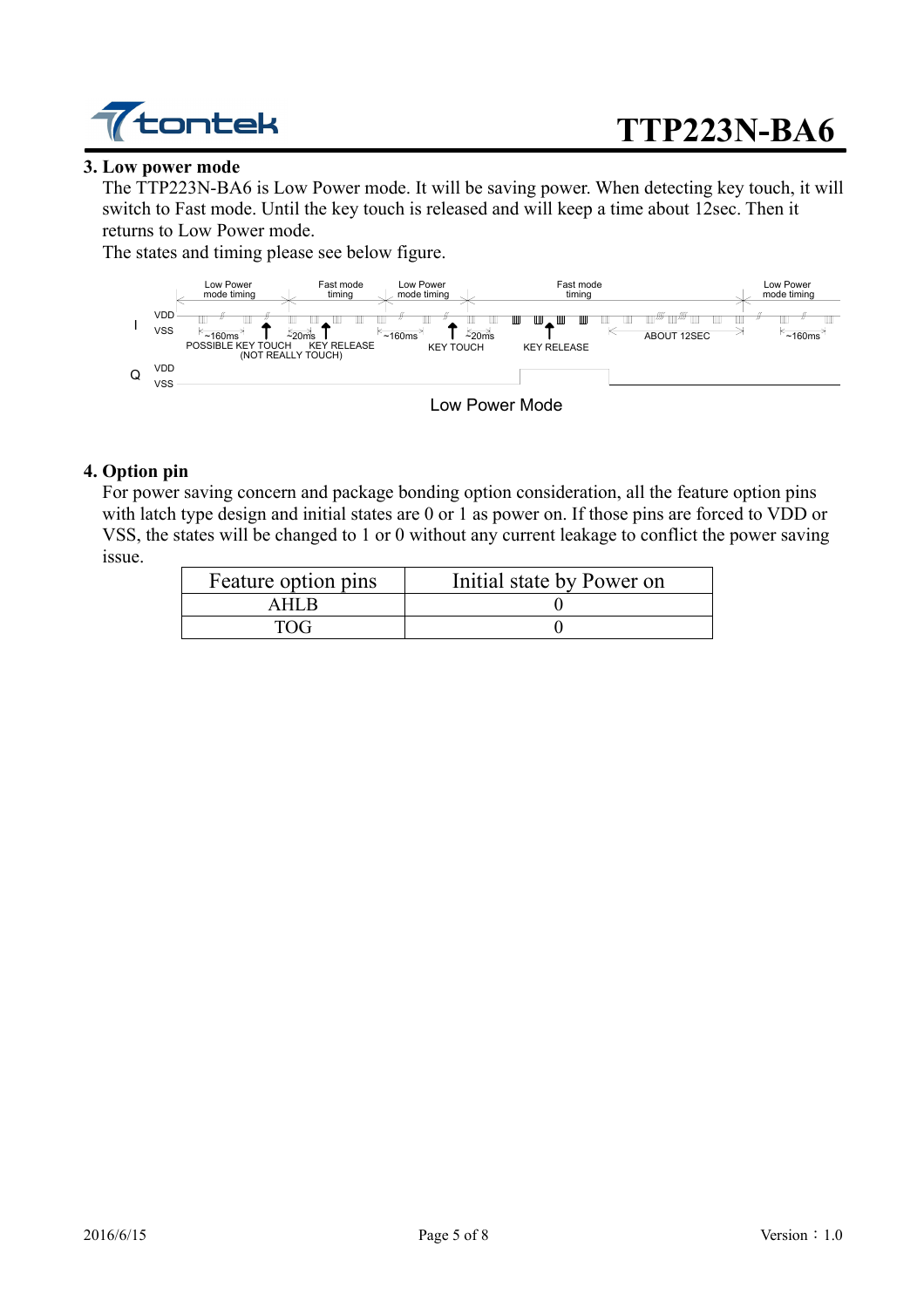## 3. Low power mode

The TTP223N-BA6 is Low Power mode. It will be saving power. When detecting key touch, it will switch to Fast mode. Until the key touch is released and will keep a time about 12sec. Then it returns to Low Power mode.

The states and timing please see below figure.

Low Power Mode

## 4. Option pin

For power saving concern and package bonding option consideration, all the feature option pins with latch type design and initial states are 0 or 1 as power on. If those pins are forced to VDD or VSS, the states will be changed to 1 or 0 without any current leakage to conflict the power saving issue.

| Feature option pins | Initial state by Power on |
|---|---|
| AHLB | 0 |
| TOG | 0 |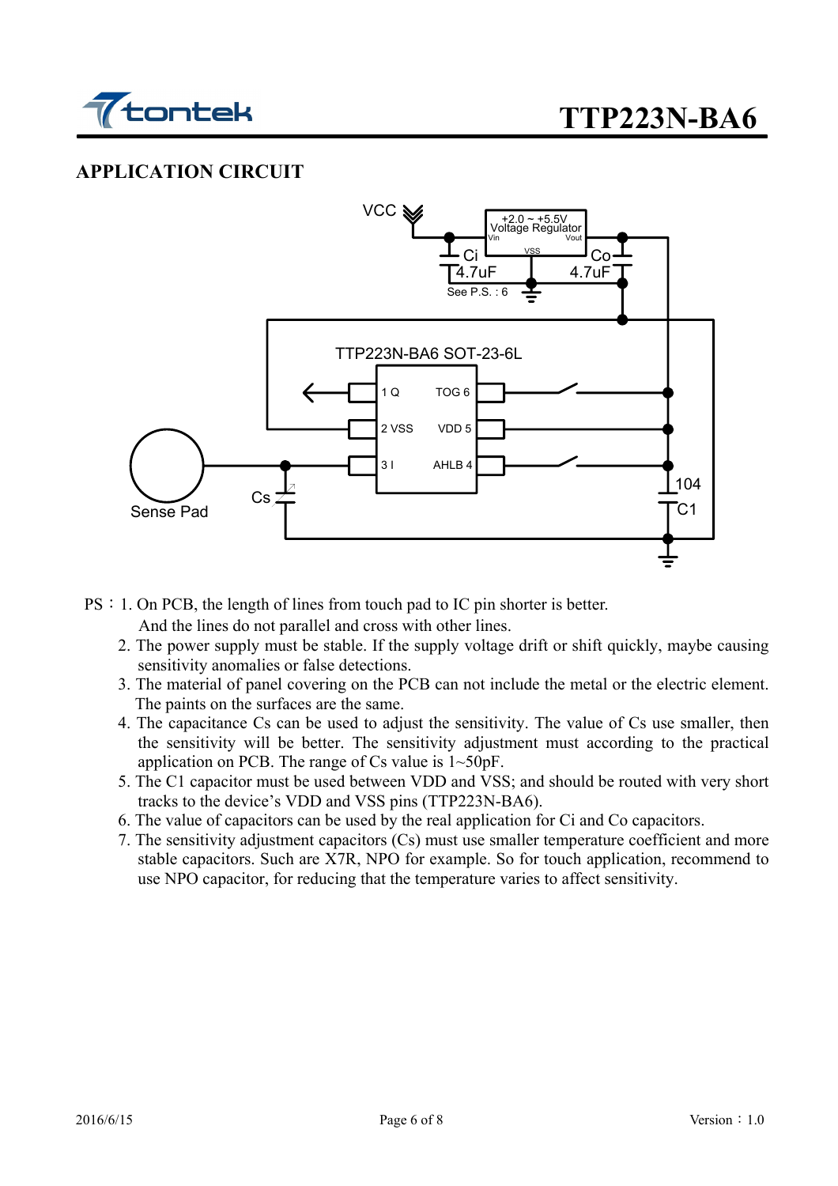## APPLICATION CIRCUIT

PS：1. On PCB, the length of lines from touch pad to IC pin shorter is better. And the lines do not parallel and cross with other lines.

2. The power supply must be stable. If the supply voltage drift or shift quickly, maybe causing sensitivity anomalies or false detections.
3. The material of panel covering on the PCB can not include the metal or the electric element. The paints on the surfaces are the same.
4. The capacitance Cs can be used to adjust the sensitivity. The value of Cs use smaller, then the sensitivity will be better. The sensitivity adjustment must according to the practical application on PCB. The range of Cs value is 1~50pF.
5. The C1 capacitor must be used between VDD and VSS; and should be routed with very short tracks to the device's VDD and VSS pins (TTP223N-BA6).
6. The value of capacitors can be used by the real application for Ci and Co capacitors.
7. The sensitivity adjustment capacitors (Cs) must use smaller temperature coefficient and more stable capacitors. Such are X7R, NPO for example. So for touch application, recommend to use NPO capacitor, for reducing that the temperature varies to affect sensitivity.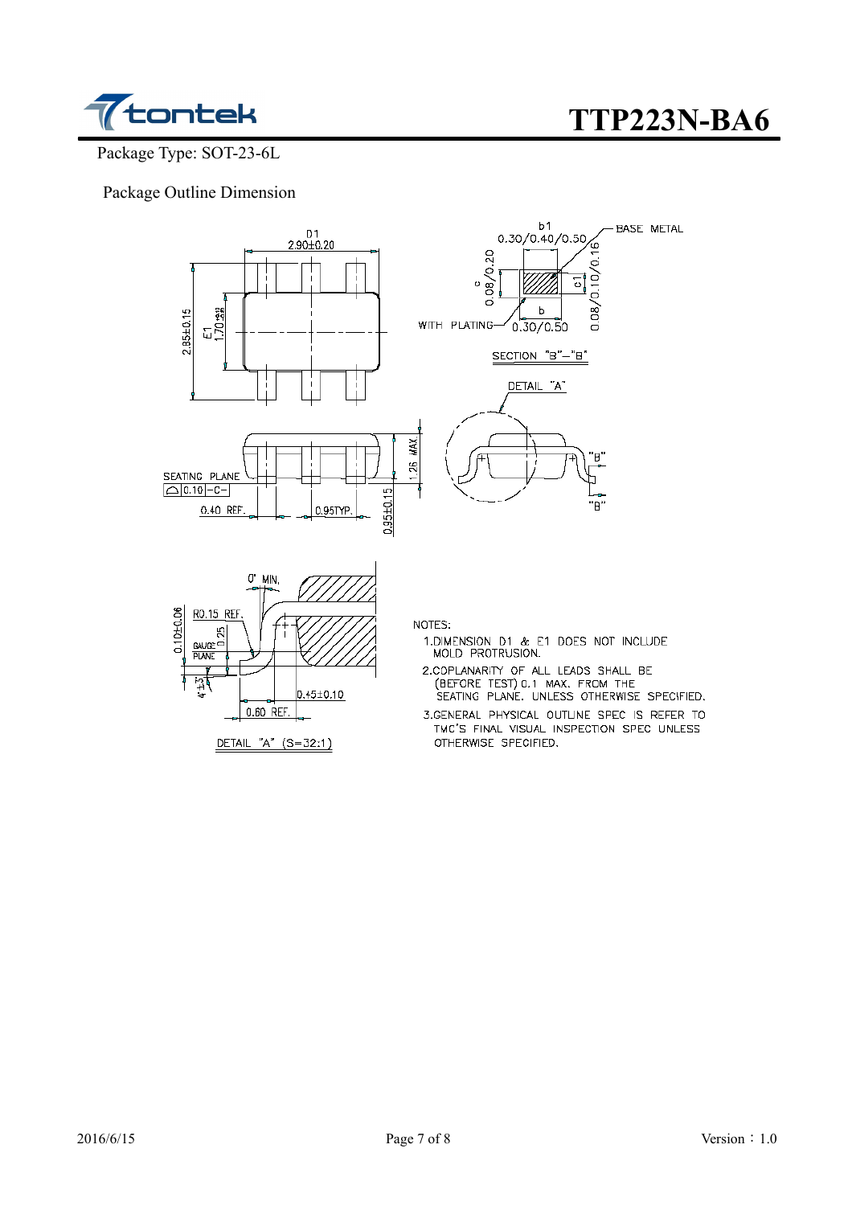Package Type: SOT-23-6L

Package Outline Dimension

D1
2.90±0.20

b1
0.30/0.40/0.50

BASE METAL

c
0.08/0.20

c1
0.08/0.10/0.16

WITH PLATING

b
0.30/0.50

SECTION "B"–"B"

2.85±0.15

E1
1.70

DETAIL "A"

"B"

"B"

SEATING PLANE

0.10 -C-

0.40 REF.

0.95TYP.

0.95±0.15

1.26 MAX

0° MIN.

R0.15 REF.

0.10±0.06

GAUGE PLANE

0.25

4°±3°

0.45±0.10

0.60 REF.

DETAIL "A" (S=32:1)

NOTES:

1. DIMENSION D1 & E1 DOES NOT INCLUDE MOLD PROTRUSION.
2. COPLANARITY OF ALL LEADS SHALL BE (BEFORE TEST) 0.1 MAX. FROM THE SEATING PLANE. UNLESS OTHERWISE SPECIFIED.
3. GENERAL PHYSICAL OUTLINE SPEC IS REFER TO TMC'S FINAL VISUAL INSPECTION SPEC UNLESS OTHERWISE SPECIFIED.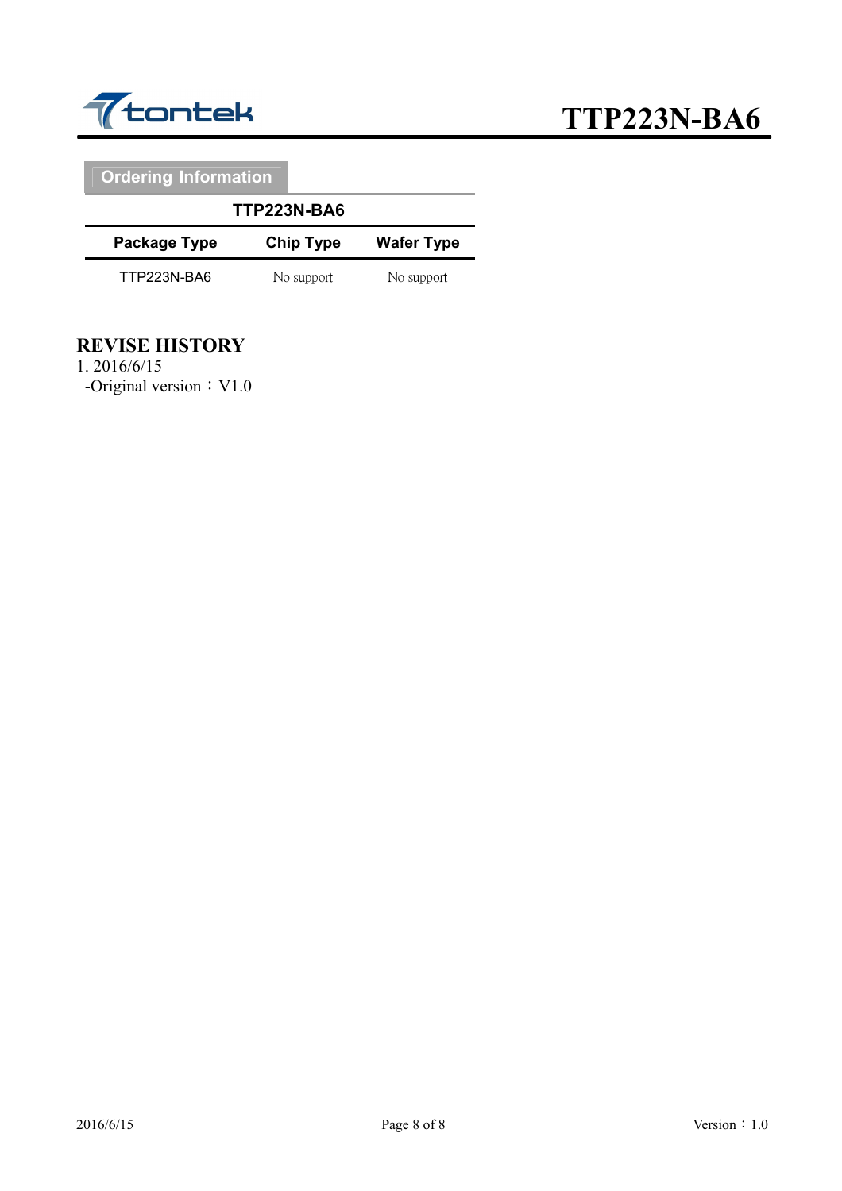## Ordering Information

| TTP223N-BA6 | | |
|---|---|---|
| **Package Type** | **Chip Type** | **Wafer Type** |
| TTP223N-BA6 | No support | No support |

## REVISE HISTORY

1. 2016/6/15
   -Original version：V1.0